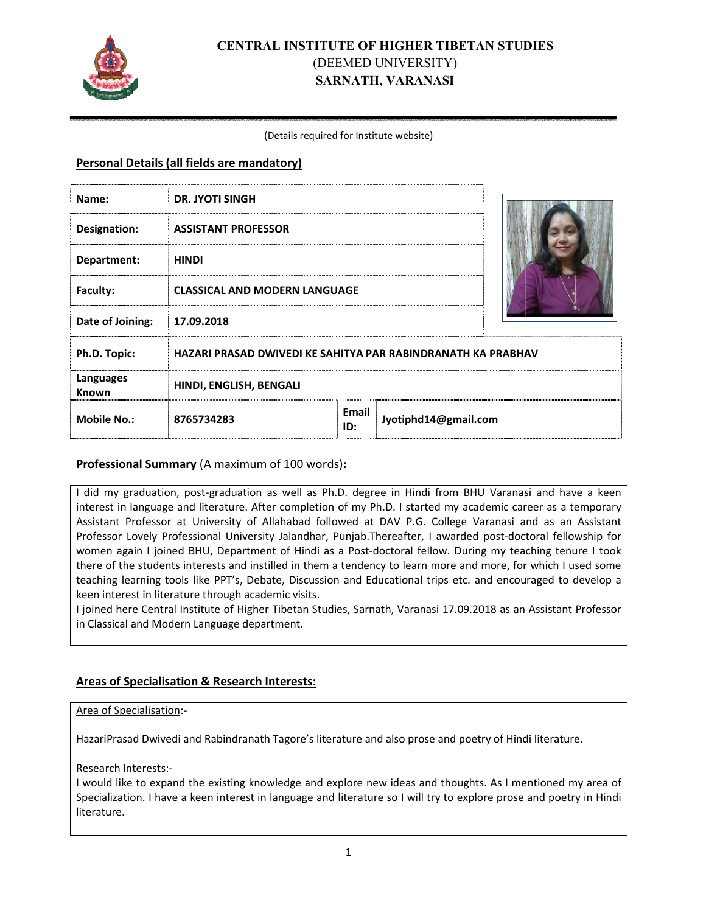# CENTRAL INSTITUTE OF HIGHER TIBETAN STUDIES
(DEEMED UNIVERSITY)
**SARNATH, VARANASI**

(Details required for Institute website)

## Personal Details (all fields are mandatory)

| | | | |
|---|---|---|---|
| **Name:** | **DR. JYOTI SINGH** | | |
| **Designation:** | **ASSISTANT PROFESSOR** | | |
| **Department:** | **HINDI** | | |
| **Faculty:** | **CLASSICAL AND MODERN LANGUAGE** | | |
| **Date of Joining:** | **17.09.2018** | | |
| **Ph.D. Topic:** | **HAZARI PRASAD DWIVEDI KE SAHITYA PAR RABINDRANATH KA PRABHAV** | | |
| **Languages Known** | **HINDI, ENGLISH, BENGALI** | | |
| **Mobile No.:** | **8765734283** | **Email ID:** | **Jyotiphd14@gmail.com** |

## Professional Summary (A maximum of 100 words):

I did my graduation, post-graduation as well as Ph.D. degree in Hindi from BHU Varanasi and have a keen interest in language and literature. After completion of my Ph.D. I started my academic career as a temporary Assistant Professor at University of Allahabad followed at DAV P.G. College Varanasi and as an Assistant Professor Lovely Professional University Jalandhar, Punjab.Thereafter, I awarded post-doctoral fellowship for women again I joined BHU, Department of Hindi as a Post-doctoral fellow. During my teaching tenure I took there of the students interests and instilled in them a tendency to learn more and more, for which I used some teaching learning tools like PPT's, Debate, Discussion and Educational trips etc. and encouraged to develop a keen interest in literature through academic visits.

I joined here Central Institute of Higher Tibetan Studies, Sarnath, Varanasi 17.09.2018 as an Assistant Professor in Classical and Modern Language department.

## Areas of Specialisation & Research Interests:

Area of Specialisation:-

HazariPrasad Dwivedi and Rabindranath Tagore's literature and also prose and poetry of Hindi literature.

Research Interests:-

I would like to expand the existing knowledge and explore new ideas and thoughts. As I mentioned my area of Specialization. I have a keen interest in language and literature so I will try to explore prose and poetry in Hindi literature.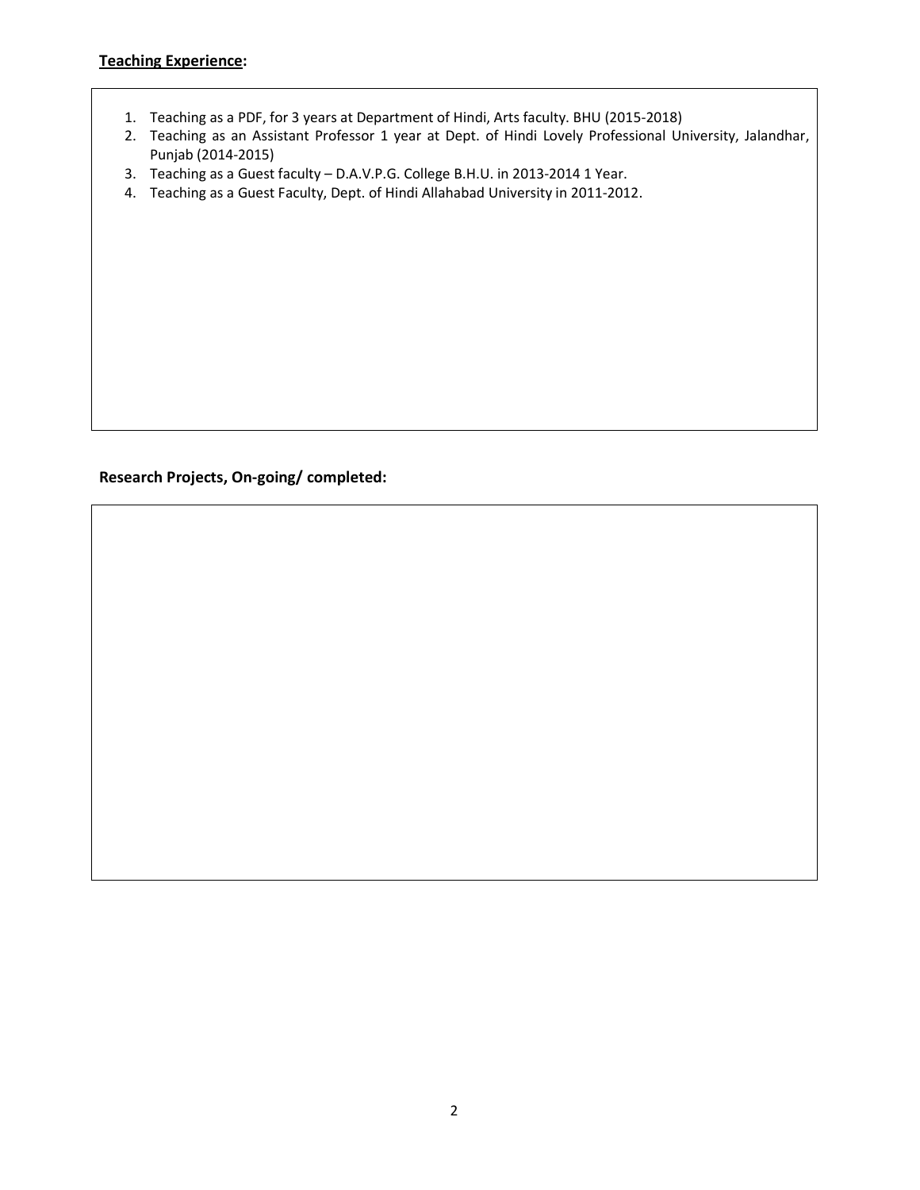**Teaching Experience:**

1. Teaching as a PDF, for 3 years at Department of Hindi, Arts faculty. BHU (2015-2018)
2. Teaching as an Assistant Professor 1 year at Dept. of Hindi Lovely Professional University, Jalandhar, Punjab (2014-2015)
3. Teaching as a Guest faculty – D.A.V.P.G. College B.H.U. in 2013-2014 1 Year.
4. Teaching as a Guest Faculty, Dept. of Hindi Allahabad University in 2011-2012.

**Research Projects, On-going/ completed:**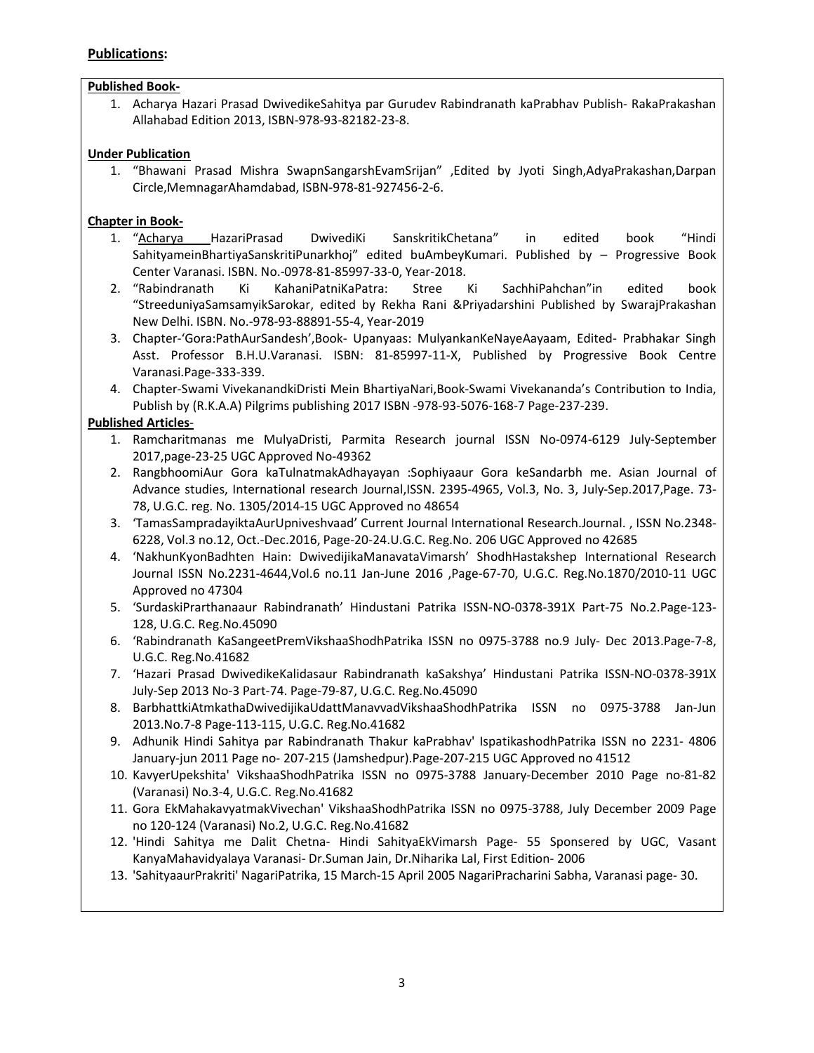## **Publications:**

**Published Book-**

1. Acharya Hazari Prasad DwivedikeSahitya par Gurudev Rabindranath kaPrabhav Publish- RakaPrakashan Allahabad Edition 2013, ISBN-978-93-82182-23-8.

**Under Publication**

1. "Bhawani Prasad Mishra SwapnSangarshEvamSrijan" ,Edited by Jyoti Singh,AdyaPrakashan,Darpan Circle,MemnagarAhamdabad, ISBN-978-81-927456-2-6.

**Chapter in Book-**

1. "Acharya HazariPrasad DwivediKi SanskritikChetana" in edited book "Hindi SahityameinBhartiyaSanskritiPunarkhoj" edited buAmbeyKumari. Published by – Progressive Book Center Varanasi. ISBN. No.-0978-81-85997-33-0, Year-2018.
2. "Rabindranath Ki KahaniPatniKaPatra: Stree Ki SachhiPahchan"in edited book "StreeduniyaSamsamyikSarokar, edited by Rekha Rani &Priyadarshini Published by SwarajPrakashan New Delhi. ISBN. No.-978-93-88891-55-4, Year-2019
3. Chapter-'Gora:PathAurSandesh',Book- Upanyaas: MulyankanKeNayeAayaam, Edited- Prabhakar Singh Asst. Professor B.H.U.Varanasi. ISBN: 81-85997-11-X, Published by Progressive Book Centre Varanasi.Page-333-339.
4. Chapter-Swami VivekanandkiDristi Mein BhartiyaNari,Book-Swami Vivekananda's Contribution to India, Publish by (R.K.A.A) Pilgrims publishing 2017 ISBN -978-93-5076-168-7 Page-237-239.

**Published Articles**-

1. Ramcharitmanas me MulyaDristi, Parmita Research journal ISSN No-0974-6129 July-September 2017,page-23-25 UGC Approved No-49362
2. RangbhoomiAur Gora kaTulnatmakAdhayayan :Sophiyaaur Gora keSandarbh me. Asian Journal of Advance studies, International research Journal,ISSN. 2395-4965, Vol.3, No. 3, July-Sep.2017,Page. 73-78, U.G.C. reg. No. 1305/2014-15 UGC Approved no 48654
3. 'TamasSampradayiktaAurUpniveshvaad' Current Journal International Research.Journal. , ISSN No.2348-6228, Vol.3 no.12, Oct.-Dec.2016, Page-20-24.U.G.C. Reg.No. 206 UGC Approved no 42685
4. 'NakhunKyonBadhten Hain: DwivedijikaManavataVimarsh' ShodhHastakshep International Research Journal ISSN No.2231-4644,Vol.6 no.11 Jan-June 2016 ,Page-67-70, U.G.C. Reg.No.1870/2010-11 UGC Approved no 47304
5. 'SurdaskiPrarthanaaur Rabindranath' Hindustani Patrika ISSN-NO-0378-391X Part-75 No.2.Page-123-128, U.G.C. Reg.No.45090
6. 'Rabindranath KaSangeetPremVikshaaShodhPatrika ISSN no 0975-3788 no.9 July- Dec 2013.Page-7-8, U.G.C. Reg.No.41682
7. 'Hazari Prasad DwivedikeKalidasaur Rabindranath kaSakshya' Hindustani Patrika ISSN-NO-0378-391X July-Sep 2013 No-3 Part-74. Page-79-87, U.G.C. Reg.No.45090
8. BarbhattkiAtmkathaDwivedijikaUdattManavvadVikshaaShodhPatrika ISSN no 0975-3788 Jan-Jun 2013.No.7-8 Page-113-115, U.G.C. Reg.No.41682
9. Adhunik Hindi Sahitya par Rabindranath Thakur kaPrabhav' IspatikashodhPatrika ISSN no 2231- 4806 January-jun 2011 Page no- 207-215 (Jamshedpur).Page-207-215 UGC Approved no 41512
10. KavyerUpekshita' VikshaaShodhPatrika ISSN no 0975-3788 January-December 2010 Page no-81-82 (Varanasi) No.3-4, U.G.C. Reg.No.41682
11. Gora EkMahakavyatmakVivechan' VikshaaShodhPatrika ISSN no 0975-3788, July December 2009 Page no 120-124 (Varanasi) No.2, U.G.C. Reg.No.41682
12. 'Hindi Sahitya me Dalit Chetna- Hindi SahityaEkVimarsh Page- 55 Sponsered by UGC, Vasant KanyaMahavidyalaya Varanasi- Dr.Suman Jain, Dr.Niharika Lal, First Edition- 2006
13. 'SahityaaurPrakriti' NagariPatrika, 15 March-15 April 2005 NagariPracharini Sabha, Varanasi page- 30.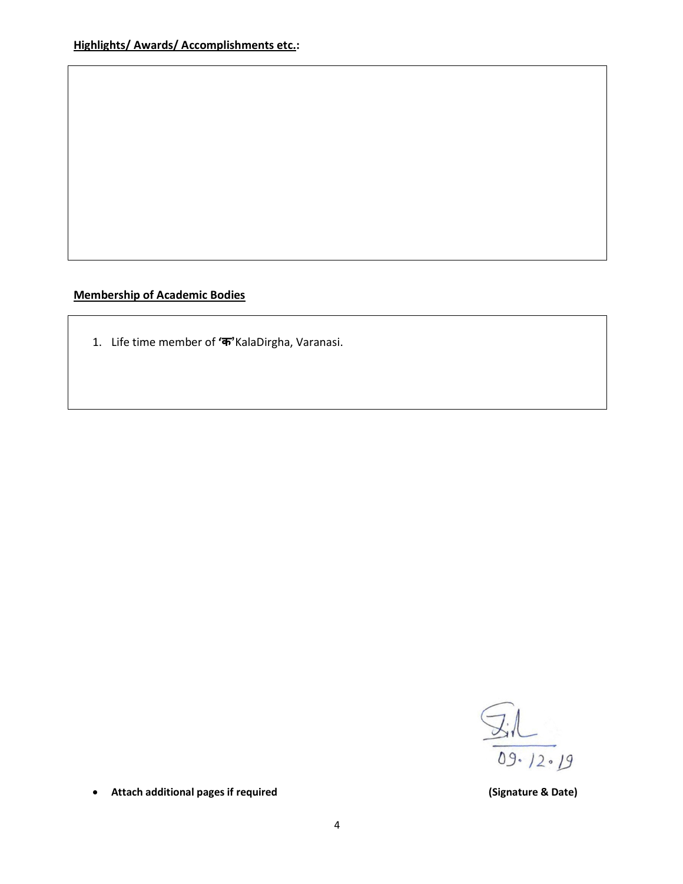**Highlights/ Awards/ Accomplishments etc.:**

**Membership of Academic Bodies**

1. Life time member of **'क'**KalaDirgha, Varanasi.

09.12.19

- **Attach additional pages if required** **(Signature & Date)**